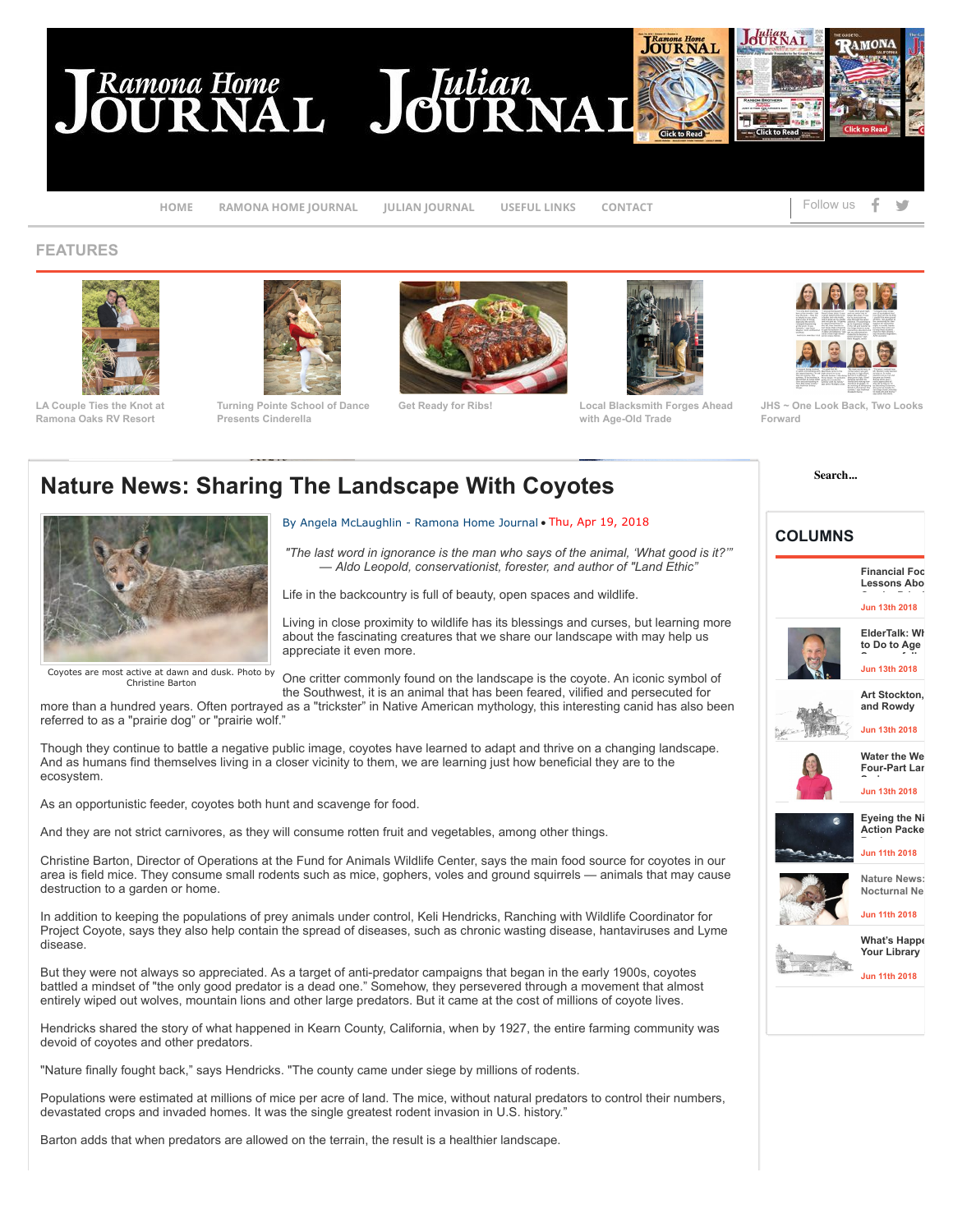HOME RAMONA HOME JOURNAL JULIAN JOURNAL USEFUL LINKS CONTACT

Follow us

## FEATURES

LA Couple Ties the Knot at Ramona Oaks RV Resort

Turning Pointe School of Dance Presents Cinderella

Get Ready for Ribs!

Local Blacksmith Forges Ahead with Age-Old Trade

JHS ~ One Look Back, Two Looks Forward

# Nature News: Sharing The Landscape With Coyotes

By Angela McLaughlin - Ramona Home Journal • Thu, Apr 19, 2018

Coyotes are most active at dawn and dusk. Photo by Christine Barton

*"The last word in ignorance is the man who says of the animal, 'What good is it?'" — Aldo Leopold, conservationist, forester, and author of "Land Ethic"*

Life in the backcountry is full of beauty, open spaces and wildlife.

Living in close proximity to wildlife has its blessings and curses, but learning more about the fascinating creatures that we share our landscape with may help us appreciate it even more.

One critter commonly found on the landscape is the coyote. An iconic symbol of the Southwest, it is an animal that has been feared, vilified and persecuted for more than a hundred years. Often portrayed as a "trickster" in Native American mythology, this interesting canid has also been referred to as a "prairie dog" or "prairie wolf."

Though they continue to battle a negative public image, coyotes have learned to adapt and thrive on a changing landscape. And as humans find themselves living in a closer vicinity to them, we are learning just how beneficial they are to the ecosystem.

As an opportunistic feeder, coyotes both hunt and scavenge for food.

And they are not strict carnivores, as they will consume rotten fruit and vegetables, among other things.

Christine Barton, Director of Operations at the Fund for Animals Wildlife Center, says the main food source for coyotes in our area is field mice. They consume small rodents such as mice, gophers, voles and ground squirrels — animals that may cause destruction to a garden or home.

In addition to keeping the populations of prey animals under control, Keli Hendricks, Ranching with Wildlife Coordinator for Project Coyote, says they also help contain the spread of diseases, such as chronic wasting disease, hantaviruses and Lyme disease.

But they were not always so appreciated. As a target of anti-predator campaigns that began in the early 1900s, coyotes battled a mindset of "the only good predator is a dead one." Somehow, they persevered through a movement that almost entirely wiped out wolves, mountain lions and other large predators. But it came at the cost of millions of coyote lives.

Hendricks shared the story of what happened in Kearn County, California, when by 1927, the entire farming community was devoid of coyotes and other predators.

"Nature finally fought back," says Hendricks. "The county came under siege by millions of rodents.

Populations were estimated at millions of mice per acre of land. The mice, without natural predators to control their numbers, devastated crops and invaded homes. It was the single greatest rodent invasion in U.S. history."

Barton adds that when predators are allowed on the terrain, the result is a healthier landscape.

Search...

## COLUMNS

Financial Foo Lessons Abo
Jun 13th 2018

ElderTalk: Wh to Do to Age
Jun 13th 2018

Art Stockton, and Rowdy
Jun 13th 2018

Water the We Four-Part Lar
Jun 13th 2018

Eyeing the Ni Action Packe
Jun 11th 2018

Nature News: Nocturnal Ne
Jun 11th 2018

What's Happe Your Library
Jun 11th 2018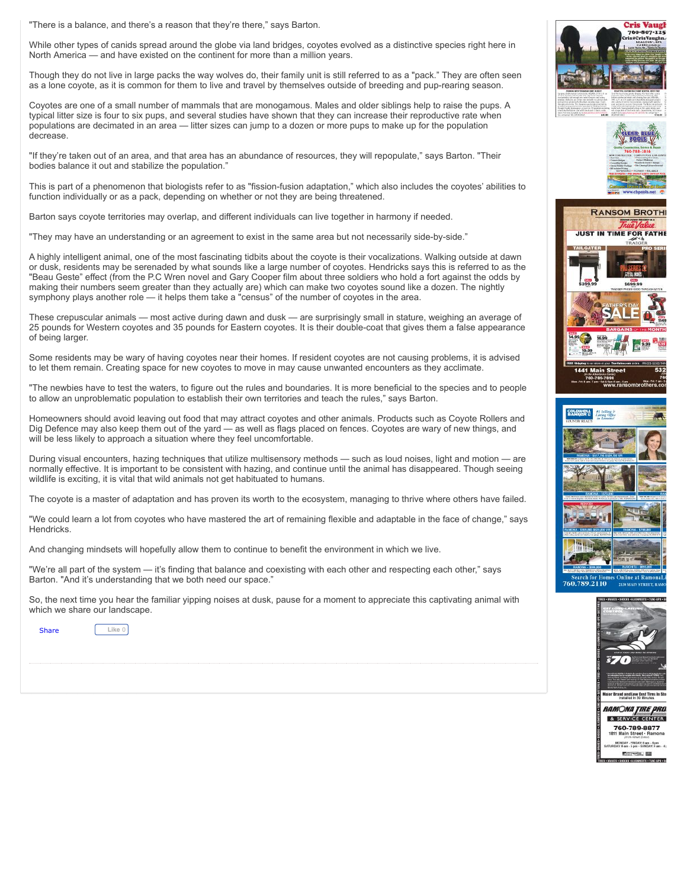"There is a balance, and there's a reason that they're there," says Barton.

While other types of canids spread around the globe via land bridges, coyotes evolved as a distinctive species right here in North America — and have existed on the continent for more than a million years.

Though they do not live in large packs the way wolves do, their family unit is still referred to as a "pack." They are often seen as a lone coyote, as it is common for them to live and travel by themselves outside of breeding and pup-rearing season.

Coyotes are one of a small number of mammals that are monogamous. Males and older siblings help to raise the pups. A typical litter size is four to six pups, and several studies have shown that they can increase their reproductive rate when populations are decimated in an area — litter sizes can jump to a dozen or more pups to make up for the population decrease.

"If they're taken out of an area, and that area has an abundance of resources, they will repopulate," says Barton. "Their bodies balance it out and stabilize the population."

This is part of a phenomenon that biologists refer to as "fission-fusion adaptation," which also includes the coyotes' abilities to function individually or as a pack, depending on whether or not they are being threatened.

Barton says coyote territories may overlap, and different individuals can live together in harmony if needed.

"They may have an understanding or an agreement to exist in the same area but not necessarily side-by-side."

A highly intelligent animal, one of the most fascinating tidbits about the coyote is their vocalizations. Walking outside at dawn or dusk, residents may be serenaded by what sounds like a large number of coyotes. Hendricks says this is referred to as the "Beau Geste" effect (from the P.C Wren novel and Gary Cooper film about three soldiers who hold a fort against the odds by making their numbers seem greater than they actually are) which can make two coyotes sound like a dozen. The nightly symphony plays another role — it helps them take a "census" of the number of coyotes in the area.

These crepuscular animals — most active during dawn and dusk — are surprisingly small in stature, weighing an average of 25 pounds for Western coyotes and 35 pounds for Eastern coyotes. It is their double-coat that gives them a false appearance of being larger.

Some residents may be wary of having coyotes near their homes. If resident coyotes are not causing problems, it is advised to let them remain. Creating space for new coyotes to move in may cause unwanted encounters as they acclimate.

"The newbies have to test the waters, to figure out the rules and boundaries. It is more beneficial to the species and to people to allow an unproblematic population to establish their own territories and teach the rules," says Barton.

Homeowners should avoid leaving out food that may attract coyotes and other animals. Products such as Coyote Rollers and Dig Defence may also keep them out of the yard — as well as flags placed on fences. Coyotes are wary of new things, and will be less likely to approach a situation where they feel uncomfortable.

During visual encounters, hazing techniques that utilize multisensory methods — such as loud noises, light and motion — are normally effective. It is important to be consistent with hazing, and continue until the animal has disappeared. Though seeing wildlife is exciting, it is vital that wild animals not get habituated to humans.

The coyote is a master of adaptation and has proven its worth to the ecosystem, managing to thrive where others have failed.

"We could learn a lot from coyotes who have mastered the art of remaining flexible and adaptable in the face of change," says Hendricks.

And changing mindsets will hopefully allow them to continue to benefit the environment in which we live.

"We're all part of the system — it's finding that balance and coexisting with each other and respecting each other," says Barton. "And it's understanding that we both need our space."

So, the next time you hear the familiar yipping noises at dusk, pause for a moment to appreciate this captivating animal with which we share our landscape.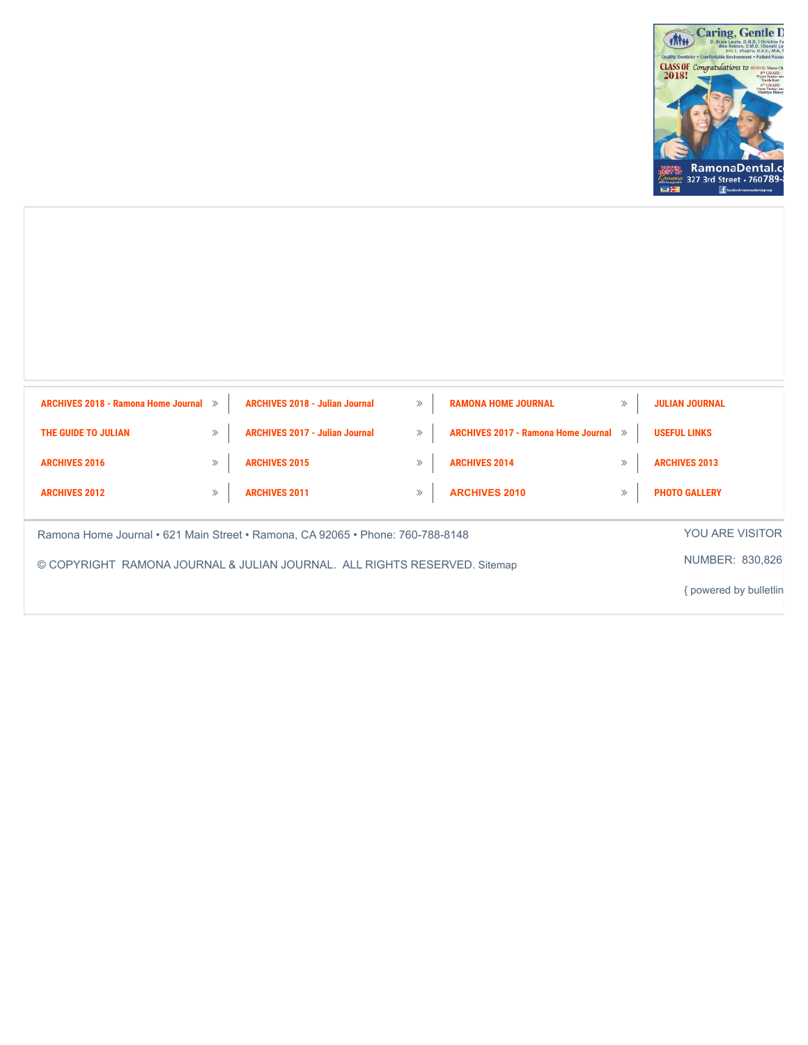ARCHIVES 2018 - Ramona Home Journal
ARCHIVES 2018 - Julian Journal
RAMONA HOME JOURNAL
JULIAN JOURNAL
THE GUIDE TO JULIAN
ARCHIVES 2017 - Julian Journal
ARCHIVES 2017 - Ramona Home Journal
USEFUL LINKS
ARCHIVES 2016
ARCHIVES 2015
ARCHIVES 2014
ARCHIVES 2013
ARCHIVES 2012
ARCHIVES 2011
ARCHIVES 2010
PHOTO GALLERY

Ramona Home Journal • 621 Main Street • Ramona, CA 92065 • Phone: 760-788-8148

© COPYRIGHT RAMONA JOURNAL & JULIAN JOURNAL. ALL RIGHTS RESERVED. Sitemap

YOU ARE VISITOR NUMBER: 830,826

{ powered by bulletlin